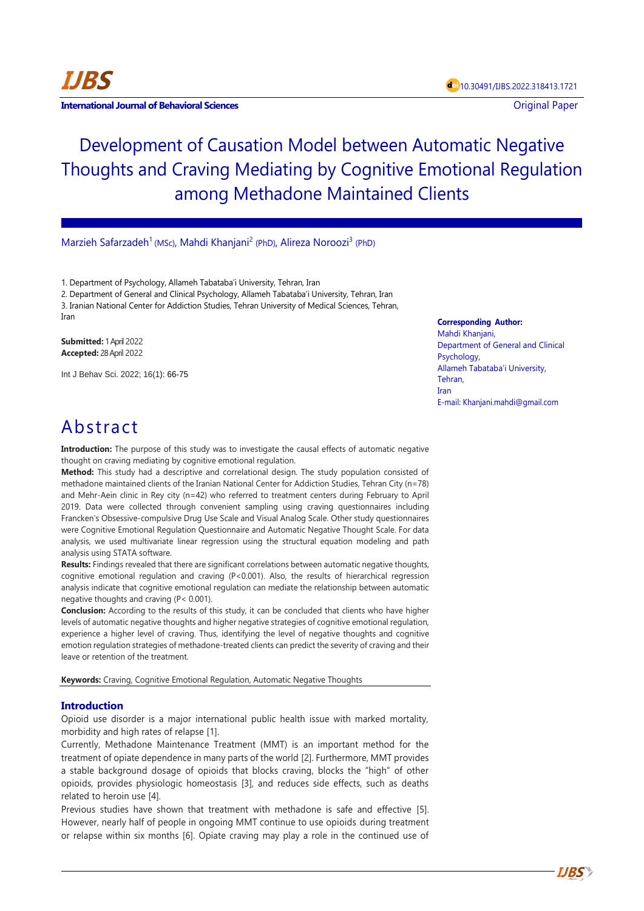10.30491/IJBS.2022.318413.1721

International Journal of Behavioral Sciences

Original Paper

# Development of Causation Model between Automatic Negative Thoughts and Craving Mediating by Cognitive Emotional Regulation among Methadone Maintained Clients

Marzieh Safarzadeh[1] (MSc), Mahdi Khanjani[2] (PhD), Alireza Noroozi[3] (PhD)

1. Department of Psychology, Allameh Tabataba'i University, Tehran, Iran
2. Department of General and Clinical Psychology, Allameh Tabataba'i University, Tehran, Iran
3. Iranian National Center for Addiction Studies, Tehran University of Medical Sciences, Tehran, Iran

**Submitted:** 1 April 2022
**Accepted:** 28 April 2022

Int J Behav Sci. 2022; 16(1): 66-75

**Corresponding Author:**
Mahdi Khanjani,
Department of General and Clinical Psychology,
Allameh Tabataba'i University,
Tehran,
Iran
E-mail: Khanjani.mahdi@gmail.com

# Abstract

**Introduction:** The purpose of this study was to investigate the causal effects of automatic negative thought on craving mediating by cognitive emotional regulation.

**Method:** This study had a descriptive and correlational design. The study population consisted of methadone maintained clients of the Iranian National Center for Addiction Studies, Tehran City (n=78) and Mehr-Aein clinic in Rey city (n=42) who referred to treatment centers during February to April 2019. Data were collected through convenient sampling using craving questionnaires including Francken's Obsessive-compulsive Drug Use Scale and Visual Analog Scale. Other study questionnaires were Cognitive Emotional Regulation Questionnaire and Automatic Negative Thought Scale. For data analysis, we used multivariate linear regression using the structural equation modeling and path analysis using STATA software.

**Results:** Findings revealed that there are significant correlations between automatic negative thoughts, cognitive emotional regulation and craving ($P<0.001$). Also, the results of hierarchical regression analysis indicate that cognitive emotional regulation can mediate the relationship between automatic negative thoughts and craving ($P< 0.001$).

**Conclusion:** According to the results of this study, it can be concluded that clients who have higher levels of automatic negative thoughts and higher negative strategies of cognitive emotional regulation, experience a higher level of craving. Thus, identifying the level of negative thoughts and cognitive emotion regulation strategies of methadone-treated clients can predict the severity of craving and their leave or retention of the treatment.

**Keywords:** Craving, Cognitive Emotional Regulation, Automatic Negative Thoughts

## Introduction

Opioid use disorder is a major international public health issue with marked mortality, morbidity and high rates of relapse [1].

Currently, Methadone Maintenance Treatment (MMT) is an important method for the treatment of opiate dependence in many parts of the world [2]. Furthermore, MMT provides a stable background dosage of opioids that blocks craving, blocks the "high" of other opioids, provides physiologic homeostasis [3], and reduces side effects, such as deaths related to heroin use [4].

Previous studies have shown that treatment with methadone is safe and effective [5]. However, nearly half of people in ongoing MMT continue to use opioids during treatment or relapse within six months [6]. Opiate craving may play a role in the continued use of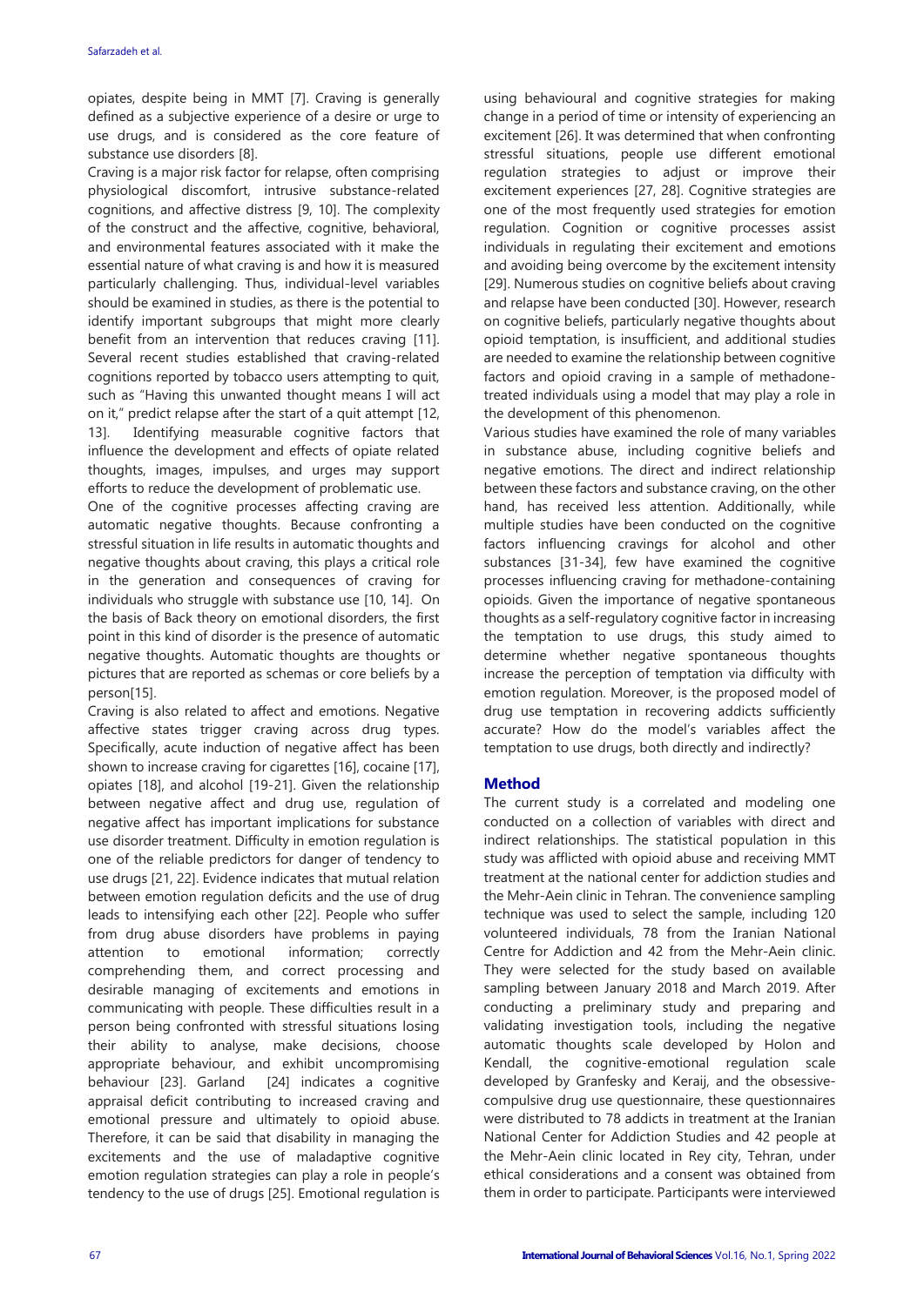opiates, despite being in MMT [7]. Craving is generally defined as a subjective experience of a desire or urge to use drugs, and is considered as the core feature of substance use disorders [8].

Craving is a major risk factor for relapse, often comprising physiological discomfort, intrusive substance-related cognitions, and affective distress [9, 10]. The complexity of the construct and the affective, cognitive, behavioral, and environmental features associated with it make the essential nature of what craving is and how it is measured particularly challenging. Thus, individual-level variables should be examined in studies, as there is the potential to identify important subgroups that might more clearly benefit from an intervention that reduces craving [11]. Several recent studies established that craving-related cognitions reported by tobacco users attempting to quit, such as "Having this unwanted thought means I will act on it," predict relapse after the start of a quit attempt [12, 13]. Identifying measurable cognitive factors that influence the development and effects of opiate related thoughts, images, impulses, and urges may support efforts to reduce the development of problematic use.

One of the cognitive processes affecting craving are automatic negative thoughts. Because confronting a stressful situation in life results in automatic thoughts and negative thoughts about craving, this plays a critical role in the generation and consequences of craving for individuals who struggle with substance use [10, 14]. On the basis of Back theory on emotional disorders, the first point in this kind of disorder is the presence of automatic negative thoughts. Automatic thoughts are thoughts or pictures that are reported as schemas or core beliefs by a person[15].

Craving is also related to affect and emotions. Negative affective states trigger craving across drug types. Specifically, acute induction of negative affect has been shown to increase craving for cigarettes [16], cocaine [17], opiates [18], and alcohol [19-21]. Given the relationship between negative affect and drug use, regulation of negative affect has important implications for substance use disorder treatment. Difficulty in emotion regulation is one of the reliable predictors for danger of tendency to use drugs [21, 22]. Evidence indicates that mutual relation between emotion regulation deficits and the use of drug leads to intensifying each other [22]. People who suffer from drug abuse disorders have problems in paying attention to emotional information; correctly comprehending them, and correct processing and desirable managing of excitements and emotions in communicating with people. These difficulties result in a person being confronted with stressful situations losing their ability to analyse, make decisions, choose appropriate behaviour, and exhibit uncompromising behaviour [23]. Garland [24] indicates a cognitive appraisal deficit contributing to increased craving and emotional pressure and ultimately to opioid abuse. Therefore, it can be said that disability in managing the excitements and the use of maladaptive cognitive emotion regulation strategies can play a role in people's tendency to the use of drugs [25]. Emotional regulation is using behavioural and cognitive strategies for making change in a period of time or intensity of experiencing an excitement [26]. It was determined that when confronting stressful situations, people use different emotional regulation strategies to adjust or improve their excitement experiences [27, 28]. Cognitive strategies are one of the most frequently used strategies for emotion regulation. Cognition or cognitive processes assist individuals in regulating their excitement and emotions and avoiding being overcome by the excitement intensity [29]. Numerous studies on cognitive beliefs about craving and relapse have been conducted [30]. However, research on cognitive beliefs, particularly negative thoughts about opioid temptation, is insufficient, and additional studies are needed to examine the relationship between cognitive factors and opioid craving in a sample of methadone-treated individuals using a model that may play a role in the development of this phenomenon.

Various studies have examined the role of many variables in substance abuse, including cognitive beliefs and negative emotions. The direct and indirect relationship between these factors and substance craving, on the other hand, has received less attention. Additionally, while multiple studies have been conducted on the cognitive factors influencing cravings for alcohol and other substances [31-34], few have examined the cognitive processes influencing craving for methadone-containing opioids. Given the importance of negative spontaneous thoughts as a self-regulatory cognitive factor in increasing the temptation to use drugs, this study aimed to determine whether negative spontaneous thoughts increase the perception of temptation via difficulty with emotion regulation. Moreover, is the proposed model of drug use temptation in recovering addicts sufficiently accurate? How do the model's variables affect the temptation to use drugs, both directly and indirectly?

## Method

The current study is a correlated and modeling one conducted on a collection of variables with direct and indirect relationships. The statistical population in this study was afflicted with opioid abuse and receiving MMT treatment at the national center for addiction studies and the Mehr-Aein clinic in Tehran. The convenience sampling technique was used to select the sample, including 120 volunteered individuals, 78 from the Iranian National Centre for Addiction and 42 from the Mehr-Aein clinic. They were selected for the study based on available sampling between January 2018 and March 2019. After conducting a preliminary study and preparing and validating investigation tools, including the negative automatic thoughts scale developed by Holon and Kendall, the cognitive-emotional regulation scale developed by Granfesky and Keraij, and the obsessive-compulsive drug use questionnaire, these questionnaires were distributed to 78 addicts in treatment at the Iranian National Center for Addiction Studies and 42 people at the Mehr-Aein clinic located in Rey city, Tehran, under ethical considerations and a consent was obtained from them in order to participate. Participants were interviewed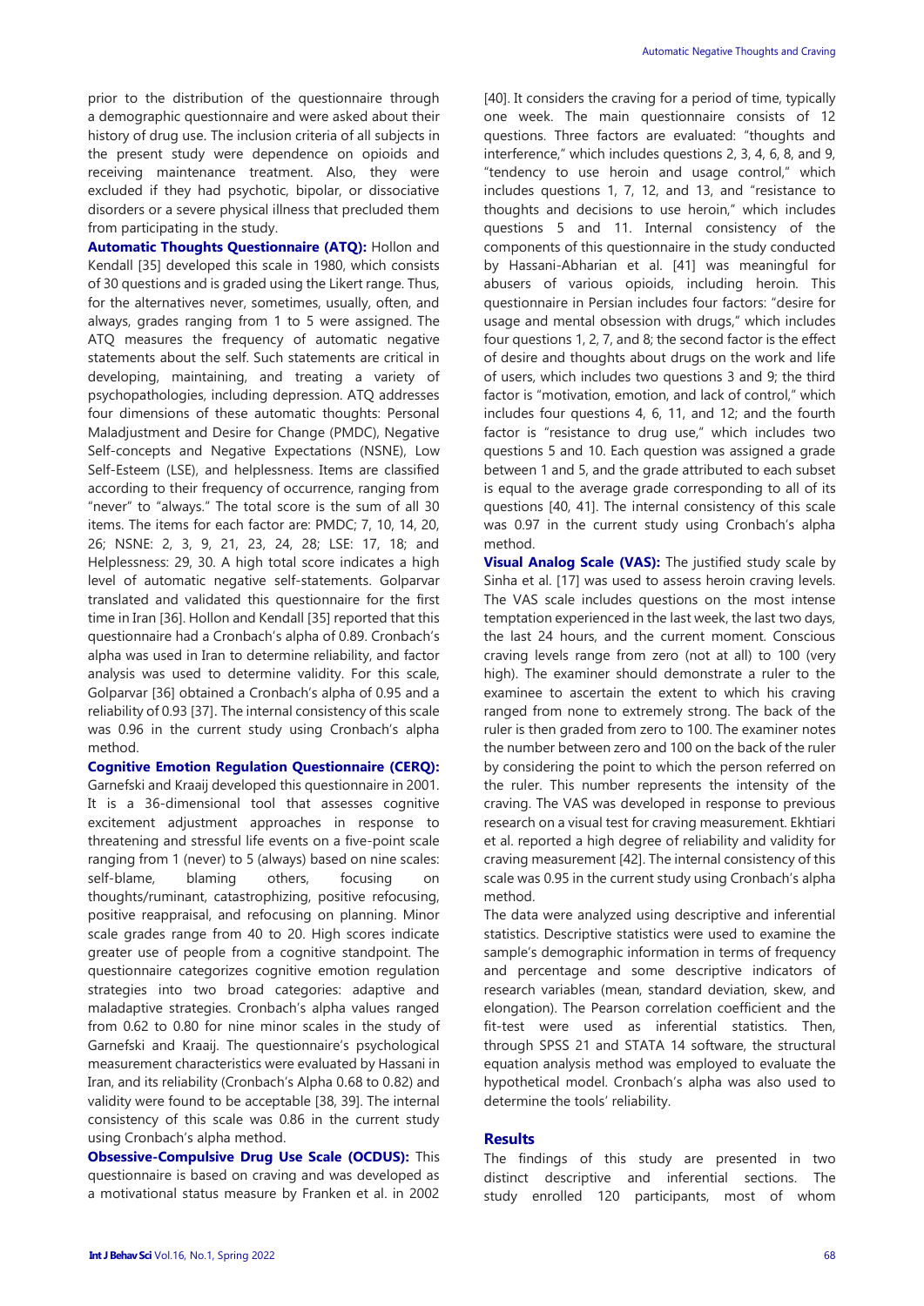prior to the distribution of the questionnaire through a demographic questionnaire and were asked about their history of drug use. The inclusion criteria of all subjects in the present study were dependence on opioids and receiving maintenance treatment. Also, they were excluded if they had psychotic, bipolar, or dissociative disorders or a severe physical illness that precluded them from participating in the study.

**Automatic Thoughts Questionnaire (ATQ):** Hollon and Kendall [35] developed this scale in 1980, which consists of 30 questions and is graded using the Likert range. Thus, for the alternatives never, sometimes, usually, often, and always, grades ranging from 1 to 5 were assigned. The ATQ measures the frequency of automatic negative statements about the self. Such statements are critical in developing, maintaining, and treating a variety of psychopathologies, including depression. ATQ addresses four dimensions of these automatic thoughts: Personal Maladjustment and Desire for Change (PMDC), Negative Self-concepts and Negative Expectations (NSNE), Low Self-Esteem (LSE), and helplessness. Items are classified according to their frequency of occurrence, ranging from "never" to "always." The total score is the sum of all 30 items. The items for each factor are: PMDC; 7, 10, 14, 20, 26; NSNE: 2, 3, 9, 21, 23, 24, 28; LSE: 17, 18; and Helplessness: 29, 30. A high total score indicates a high level of automatic negative self-statements. Golparvar translated and validated this questionnaire for the first time in Iran [36]. Hollon and Kendall [35] reported that this questionnaire had a Cronbach's alpha of 0.89. Cronbach's alpha was used in Iran to determine reliability, and factor analysis was used to determine validity. For this scale, Golparvar [36] obtained a Cronbach's alpha of 0.95 and a reliability of 0.93 [37]. The internal consistency of this scale was 0.96 in the current study using Cronbach's alpha method.

**Cognitive Emotion Regulation Questionnaire (CERQ):** Garnefski and Kraaij developed this questionnaire in 2001. It is a 36-dimensional tool that assesses cognitive excitement adjustment approaches in response to threatening and stressful life events on a five-point scale ranging from 1 (never) to 5 (always) based on nine scales: self-blame, blaming others, focusing on thoughts/ruminant, catastrophizing, positive refocusing, positive reappraisal, and refocusing on planning. Minor scale grades range from 40 to 20. High scores indicate greater use of people from a cognitive standpoint. The questionnaire categorizes cognitive emotion regulation strategies into two broad categories: adaptive and maladaptive strategies. Cronbach's alpha values ranged from 0.62 to 0.80 for nine minor scales in the study of Garnefski and Kraaij. The questionnaire's psychological measurement characteristics were evaluated by Hassani in Iran, and its reliability (Cronbach's Alpha 0.68 to 0.82) and validity were found to be acceptable [38, 39]. The internal consistency of this scale was 0.86 in the current study using Cronbach's alpha method.

**Obsessive-Compulsive Drug Use Scale (OCDUS):** This questionnaire is based on craving and was developed as a motivational status measure by Franken et al. in 2002 [40]. It considers the craving for a period of time, typically one week. The main questionnaire consists of 12 questions. Three factors are evaluated: "thoughts and interference," which includes questions 2, 3, 4, 6, 8, and 9, "tendency to use heroin and usage control," which includes questions 1, 7, 12, and 13, and "resistance to thoughts and decisions to use heroin," which includes questions 5 and 11. Internal consistency of the components of this questionnaire in the study conducted by Hassani-Abharian et al. [41] was meaningful for abusers of various opioids, including heroin. This questionnaire in Persian includes four factors: "desire for usage and mental obsession with drugs," which includes four questions 1, 2, 7, and 8; the second factor is the effect of desire and thoughts about drugs on the work and life of users, which includes two questions 3 and 9; the third factor is "motivation, emotion, and lack of control," which includes four questions 4, 6, 11, and 12; and the fourth factor is "resistance to drug use," which includes two questions 5 and 10. Each question was assigned a grade between 1 and 5, and the grade attributed to each subset is equal to the average grade corresponding to all of its questions [40, 41]. The internal consistency of this scale was 0.97 in the current study using Cronbach's alpha method.

**Visual Analog Scale (VAS):** The justified study scale by Sinha et al. [17] was used to assess heroin craving levels. The VAS scale includes questions on the most intense temptation experienced in the last week, the last two days, the last 24 hours, and the current moment. Conscious craving levels range from zero (not at all) to 100 (very high). The examiner should demonstrate a ruler to the examinee to ascertain the extent to which his craving ranged from none to extremely strong. The back of the ruler is then graded from zero to 100. The examiner notes the number between zero and 100 on the back of the ruler by considering the point to which the person referred on the ruler. This number represents the intensity of the craving. The VAS was developed in response to previous research on a visual test for craving measurement. Ekhtiari et al. reported a high degree of reliability and validity for craving measurement [42]. The internal consistency of this scale was 0.95 in the current study using Cronbach's alpha method.

The data were analyzed using descriptive and inferential statistics. Descriptive statistics were used to examine the sample's demographic information in terms of frequency and percentage and some descriptive indicators of research variables (mean, standard deviation, skew, and elongation). The Pearson correlation coefficient and the fit-test were used as inferential statistics. Then, through SPSS 21 and STATA 14 software, the structural equation analysis method was employed to evaluate the hypothetical model. Cronbach's alpha was also used to determine the tools' reliability.

## Results

The findings of this study are presented in two distinct descriptive and inferential sections. The study enrolled 120 participants, most of whom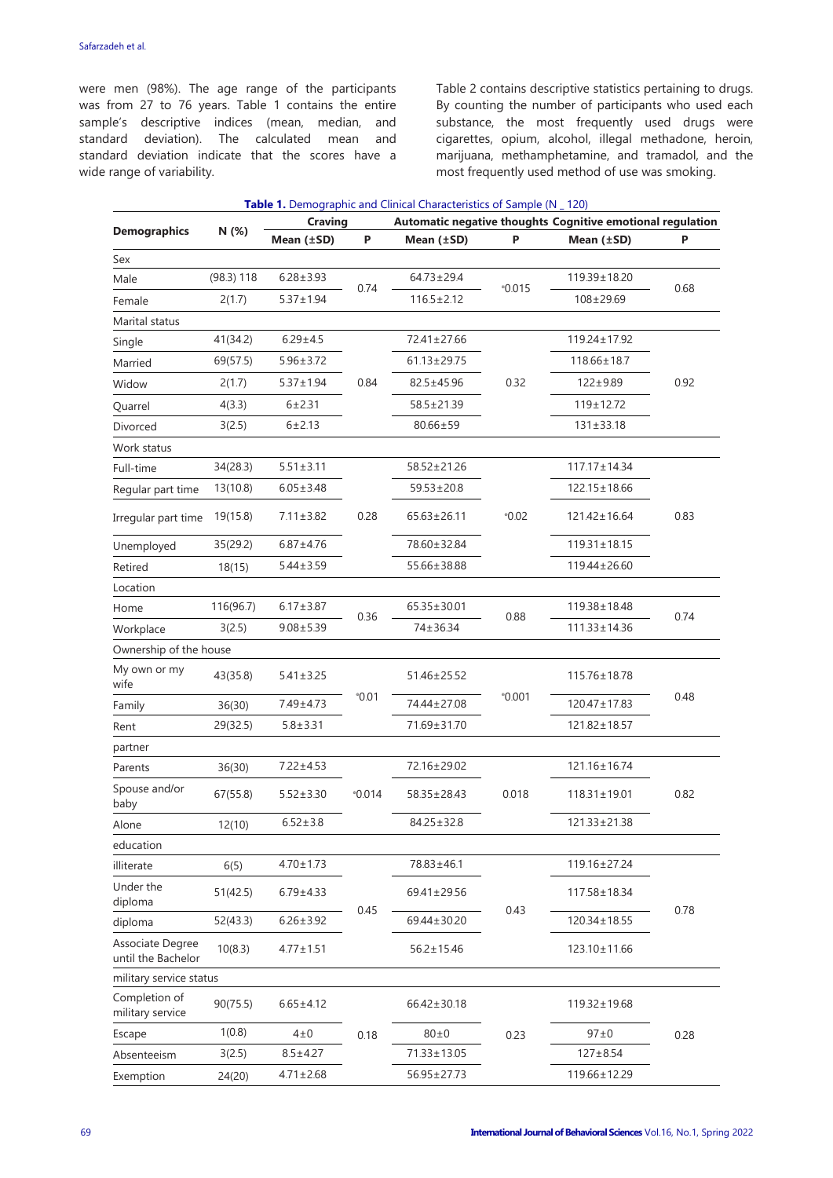were men (98%). The age range of the participants was from 27 to 76 years. Table 1 contains the entire sample's descriptive indices (mean, median, and standard deviation). The calculated mean and standard deviation indicate that the scores have a wide range of variability.

Table 2 contains descriptive statistics pertaining to drugs. By counting the number of participants who used each substance, the most frequently used drugs were cigarettes, opium, alcohol, illegal methadone, heroin, marijuana, methamphetamine, and tramadol, and the most frequently used method of use was smoking.

**Table 1.** Demographic and Clinical Characteristics of Sample (N _ 120)

| Demographics | N (%) | Craving | | Automatic negative thoughts | | Cognitive emotional regulation | |
|---|---|---|---|---|---|---|---|
| | | Mean (±SD) | P | Mean (±SD) | P | Mean (±SD) | P |
| Sex | | | | | | | |
| Male | (98.3) 118 | 6.28±3.93 | 0.74 | 64.73±29.4 | *0.015 | 119.39±18.20 | 0.68 |
| Female | 2(1.7) | 5.37±1.94 | | 116.5±2.12 | | 108±29.69 | |
| Marital status | | | | | | | |
| Single | 41(34.2) | 6.29±4.5 | 0.84 | 72.41±27.66 | 0.32 | 119.24±17.92 | 0.92 |
| Married | 69(57.5) | 5.96±3.72 | | 61.13±29.75 | | 118.66±18.7 | |
| Widow | 2(1.7) | 5.37±1.94 | | 82.5±45.96 | | 122±9.89 | |
| Quarrel | 4(3.3) | 6±2.31 | | 58.5±21.39 | | 119±12.72 | |
| Divorced | 3(2.5) | 6±2.13 | | 80.66±59 | | 131±33.18 | |
| Work status | | | | | | | |
| Full-time | 34(28.3) | 5.51±3.11 | 0.28 | 58.52±21.26 | *0.02 | 117.17±14.34 | 0.83 |
| Regular part time | 13(10.8) | 6.05±3.48 | | 59.53±20.8 | | 122.15±18.66 | |
| Irregular part time | 19(15.8) | 7.11±3.82 | | 65.63±26.11 | | 121.42±16.64 | |
| Unemployed | 35(29.2) | 6.87±4.76 | | 78.60±32.84 | | 119.31±18.15 | |
| Retired | 18(15) | 5.44±3.59 | | 55.66±38.88 | | 119.44±26.60 | |
| Location | | | | | | | |
| Home | 116(96.7) | 6.17±3.87 | 0.36 | 65.35±30.01 | 0.88 | 119.38±18.48 | 0.74 |
| Workplace | 3(2.5) | 9.08±5.39 | | 74±36.34 | | 111.33±14.36 | |
| Ownership of the house | | | | | | | |
| My own or my wife | 43(35.8) | 5.41±3.25 | *0.01 | 51.46±25.52 | *0.001 | 115.76±18.78 | 0.48 |
| Family | 36(30) | 7.49±4.73 | | 74.44±27.08 | | 120.47±17.83 | |
| Rent | 29(32.5) | 5.8±3.31 | | 71.69±31.70 | | 121.82±18.57 | |
| partner | | | | | | | |
| Parents | 36(30) | 7.22±4.53 | *0.014 | 72.16±29.02 | 0.018 | 121.16±16.74 | 0.82 |
| Spouse and/or baby | 67(55.8) | 5.52±3.30 | | 58.35±28.43 | | 118.31±19.01 | |
| Alone | 12(10) | 6.52±3.8 | | 84.25±32.8 | | 121.33±21.38 | |
| education | | | | | | | |
| illiterate | 6(5) | 4.70±1.73 | 0.45 | 78.83±46.1 | 0.43 | 119.16±27.24 | 0.78 |
| Under the diploma | 51(42.5) | 6.79±4.33 | | 69.41±29.56 | | 117.58±18.34 | |
| diploma | 52(43.3) | 6.26±3.92 | | 69.44±30.20 | | 120.34±18.55 | |
| Associate Degree until the Bachelor | 10(8.3) | 4.77±1.51 | | 56.2±15.46 | | 123.10±11.66 | |
| military service status | | | | | | | |
| Completion of military service | 90(75.5) | 6.65±4.12 | 0.18 | 66.42±30.18 | 0.23 | 119.32±19.68 | 0.28 |
| Escape | 1(0.8) | 4±0 | | 80±0 | | 97±0 | |
| Absenteeism | 3(2.5) | 8.5±4.27 | | 71.33±13.05 | | 127±8.54 | |
| Exemption | 24(20) | 4.71±2.68 | | 56.95±27.73 | | 119.66±12.29 | |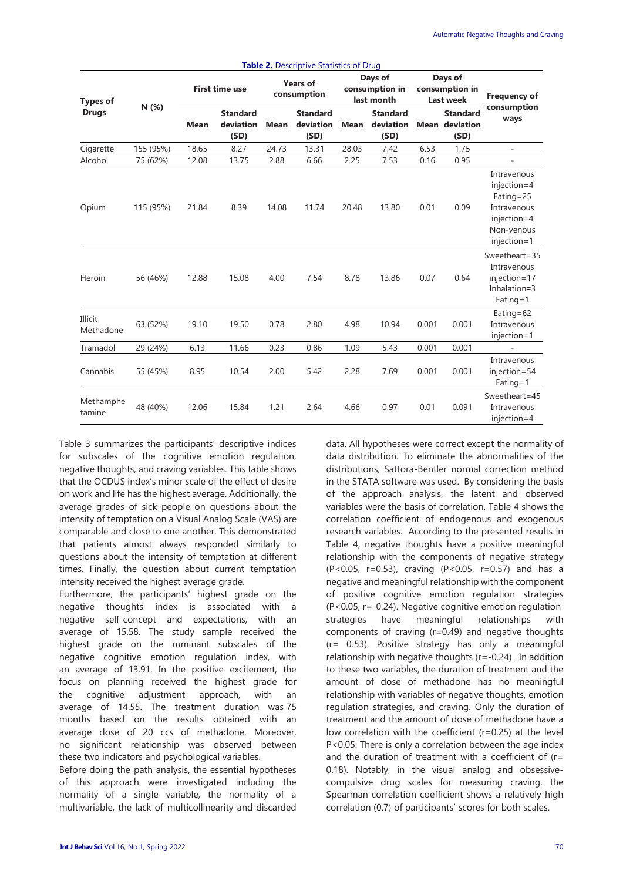**Table 2.** Descriptive Statistics of Drug

| Types of Drugs | N (%) | First time use | | Years of consumption | | Days of consumption in last month | | Days of consumption in Last week | | Frequency of consumption ways |
|---|---|---|---|---|---|---|---|---|---|---|
| | | Mean | Standard deviation (SD) | Mean | Standard deviation (SD) | Mean | Standard deviation (SD) | Mean | Standard deviation (SD) | |
| Cigarette | 155 (95%) | 18.65 | 8.27 | 24.73 | 13.31 | 28.03 | 7.42 | 6.53 | 1.75 | - |
| Alcohol | 75 (62%) | 12.08 | 13.75 | 2.88 | 6.66 | 2.25 | 7.53 | 0.16 | 0.95 | - |
| Opium | 115 (95%) | 21.84 | 8.39 | 14.08 | 11.74 | 20.48 | 13.80 | 0.01 | 0.09 | Intravenous injection=4 Eating=25 Intravenous injection=4 Non-venous injection=1 |
| Heroin | 56 (46%) | 12.88 | 15.08 | 4.00 | 7.54 | 8.78 | 13.86 | 0.07 | 0.64 | Sweetheart=35 Intravenous injection=17 Inhalation=3 Eating=1 |
| Illicit Methadone | 63 (52%) | 19.10 | 19.50 | 0.78 | 2.80 | 4.98 | 10.94 | 0.001 | 0.001 | Eating=62 Intravenous injection=1 |
| Tramadol | 29 (24%) | 6.13 | 11.66 | 0.23 | 0.86 | 1.09 | 5.43 | 0.001 | 0.001 | - |
| Cannabis | 55 (45%) | 8.95 | 10.54 | 2.00 | 5.42 | 2.28 | 7.69 | 0.001 | 0.001 | Intravenous injection=54 Eating=1 |
| Methamphetamine | 48 (40%) | 12.06 | 15.84 | 1.21 | 2.64 | 4.66 | 0.97 | 0.01 | 0.091 | Sweetheart=45 Intravenous injection=4 |

Table 3 summarizes the participants' descriptive indices for subscales of the cognitive emotion regulation, negative thoughts, and craving variables. This table shows that the OCDUS index's minor scale of the effect of desire on work and life has the highest average. Additionally, the average grades of sick people on questions about the intensity of temptation on a Visual Analog Scale (VAS) are comparable and close to one another. This demonstrated that patients almost always responded similarly to questions about the intensity of temptation at different times. Finally, the question about current temptation intensity received the highest average grade.

Furthermore, the participants' highest grade on the negative thoughts index is associated with a negative self-concept and expectations, with an average of 15.58. The study sample received the highest grade on the ruminant subscales of the negative cognitive emotion regulation index, with an average of 13.91. In the positive excitement, the focus on planning received the highest grade for the cognitive adjustment approach, with an average of 14.55. The treatment duration was 75 months based on the results obtained with an average dose of 20 ccs of methadone. Moreover, no significant relationship was observed between these two indicators and psychological variables.

Before doing the path analysis, the essential hypotheses of this approach were investigated including the normality of a single variable, the normality of a multivariable, the lack of multicollinearity and discarded data. All hypotheses were correct except the normality of data distribution. To eliminate the abnormalities of the distributions, Sattora-Bentler normal correction method in the STATA software was used. By considering the basis of the approach analysis, the latent and observed variables were the basis of correlation. Table 4 shows the correlation coefficient of endogenous and exogenous research variables. According to the presented results in Table 4, negative thoughts have a positive meaningful relationship with the components of negative strategy ($P<0.05$, $r=0.53$), craving ($P<0.05$, $r=0.57$) and has a negative and meaningful relationship with the component of positive cognitive emotion regulation strategies ($P<0.05$, $r=-0.24$). Negative cognitive emotion regulation strategies have meaningful relationships with components of craving ($r=0.49$) and negative thoughts ($r= 0.53$). Positive strategy has only a meaningful relationship with negative thoughts ($r=-0.24$). In addition to these two variables, the duration of treatment and the amount of dose of methadone has no meaningful relationship with variables of negative thoughts, emotion regulation strategies, and craving. Only the duration of treatment and the amount of dose of methadone have a low correlation with the coefficient ($r=0.25$) at the level $P<0.05$. There is only a correlation between the age index and the duration of treatment with a coefficient of ($r= 0.18$). Notably, in the visual analog and obsessive-compulsive drug scales for measuring craving, the Spearman correlation coefficient shows a relatively high correlation (0.7) of participants' scores for both scales.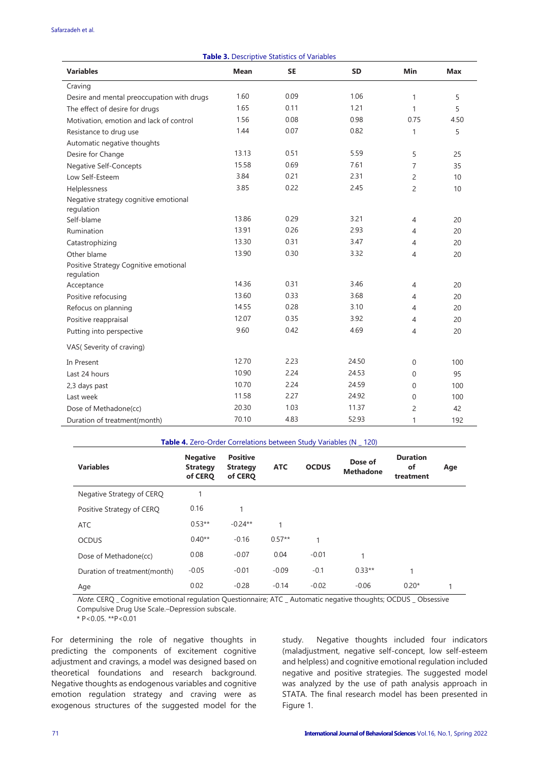**Table 3.** Descriptive Statistics of Variables

| Variables | Mean | SE | SD | Min | Max |
|---|---|---|---|---|---|
| Craving | | | | | |
| Desire and mental preoccupation with drugs | 1.60 | 0.09 | 1.06 | 1 | 5 |
| The effect of desire for drugs | 1.65 | 0.11 | 1.21 | 1 | 5 |
| Motivation, emotion and lack of control | 1.56 | 0.08 | 0.98 | 0.75 | 4.50 |
| Resistance to drug use | 1.44 | 0.07 | 0.82 | 1 | 5 |
| Automatic negative thoughts | | | | | |
| Desire for Change | 13.13 | 0.51 | 5.59 | 5 | 25 |
| Negative Self-Concepts | 15.58 | 0.69 | 7.61 | 7 | 35 |
| Low Self-Esteem | 3.84 | 0.21 | 2.31 | 2 | 10 |
| Helplessness | 3.85 | 0.22 | 2.45 | 2 | 10 |
| Negative strategy cognitive emotional regulation | | | | | |
| Self-blame | 13.86 | 0.29 | 3.21 | 4 | 20 |
| Rumination | 13.91 | 0.26 | 2.93 | 4 | 20 |
| Catastrophizing | 13.30 | 0.31 | 3.47 | 4 | 20 |
| Other blame | 13.90 | 0.30 | 3.32 | 4 | 20 |
| Positive Strategy Cognitive emotional regulation | | | | | |
| Acceptance | 14.36 | 0.31 | 3.46 | 4 | 20 |
| Positive refocusing | 13.60 | 0.33 | 3.68 | 4 | 20 |
| Refocus on planning | 14.55 | 0.28 | 3.10 | 4 | 20 |
| Positive reappraisal | 12.07 | 0.35 | 3.92 | 4 | 20 |
| Putting into perspective | 9.60 | 0.42 | 4.69 | 4 | 20 |
| VAS( Severity of craving) | | | | | |
| In Present | 12.70 | 2.23 | 24.50 | 0 | 100 |
| Last 24 hours | 10.90 | 2.24 | 24.53 | 0 | 95 |
| 2,3 days past | 10.70 | 2.24 | 24.59 | 0 | 100 |
| Last week | 11.58 | 2.27 | 24.92 | 0 | 100 |
| Dose of Methadone(cc) | 20.30 | 1.03 | 11.37 | 2 | 42 |
| Duration of treatment(month) | 70.10 | 4.83 | 52.93 | 1 | 192 |

**Table 4.** Zero-Order Correlations between Study Variables (N _ 120)

| Variables | Negative Strategy of CERQ | Positive Strategy of CERQ | ATC | OCDUS | Dose of Methadone | Duration of treatment | Age |
|---|---|---|---|---|---|---|---|
| Negative Strategy of CERQ | 1 | | | | | | |
| Positive Strategy of CERQ | 0.16 | 1 | | | | | |
| ATC | 0.53** | -0.24** | 1 | | | | |
| OCDUS | 0.40** | -0.16 | 0.57** | 1 | | | |
| Dose of Methadone(cc) | 0.08 | -0.07 | 0.04 | -0.01 | 1 | | |
| Duration of treatment(month) | -0.05 | -0.01 | -0.09 | -0.1 | 0.33** | 1 | |
| Age | 0.02 | -0.28 | -0.14 | -0.02 | -0.06 | 0.20* | 1 |

*Note*. CERQ _ Cognitive emotional regulation Questionnaire; ATC _ Automatic negative thoughts; OCDUS _ Obsessive Compulsive Drug Use Scale.–Depression subscale.
* $P<0.05$. ** $P<0.01$

For determining the role of negative thoughts in predicting the components of excitement cognitive adjustment and cravings, a model was designed based on theoretical foundations and research background. Negative thoughts as endogenous variables and cognitive emotion regulation strategy and craving were as exogenous structures of the suggested model for the study. Negative thoughts included four indicators (maladjustment, negative self-concept, low self-esteem and helpless) and cognitive emotional regulation included negative and positive strategies. The suggested model was analyzed by the use of path analysis approach in STATA. The final research model has been presented in Figure 1.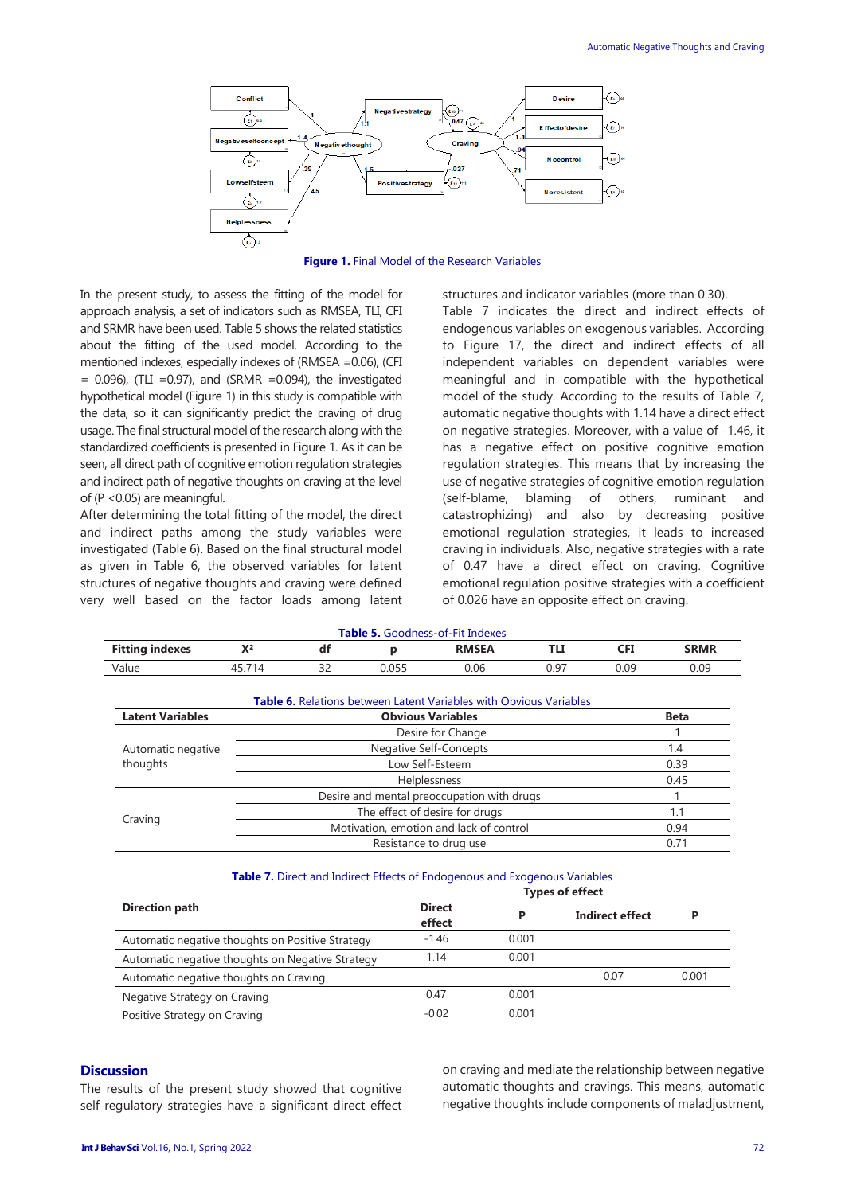Figure 1. Final Model of the Research Variables

In the present study, to assess the fitting of the model for approach analysis, a set of indicators such as RMSEA, TLI, CFI and SRMR have been used. Table 5 shows the related statistics about the fitting of the used model. According to the mentioned indexes, especially indexes of (RMSEA =0.06), (CFI = 0.096), (TLI =0.97), and (SRMR =0.094), the investigated hypothetical model (Figure 1) in this study is compatible with the data, so it can significantly predict the craving of drug usage. The final structural model of the research along with the standardized coefficients is presented in Figure 1. As it can be seen, all direct path of cognitive emotion regulation strategies and indirect path of negative thoughts on craving at the level of (P <0.05) are meaningful.

After determining the total fitting of the model, the direct and indirect paths among the study variables were investigated (Table 6). Based on the final structural model as given in Table 6, the observed variables for latent structures of negative thoughts and craving were defined very well based on the factor loads among latent structures and indicator variables (more than 0.30).

Table 7 indicates the direct and indirect effects of endogenous variables on exogenous variables. According to Figure 17, the direct and indirect effects of all independent variables on dependent variables were meaningful and in compatible with the hypothetical model of the study. According to the results of Table 7, automatic negative thoughts with 1.14 have a direct effect on negative strategies. Moreover, with a value of -1.46, it has a negative effect on positive cognitive emotion regulation strategies. This means that by increasing the use of negative strategies of cognitive emotion regulation (self-blame, blaming of others, ruminant and catastrophizing) and also by decreasing positive emotional regulation strategies, it leads to increased craving in individuals. Also, negative strategies with a rate of 0.47 have a direct effect on craving. Cognitive emotional regulation positive strategies with a coefficient of 0.026 have an opposite effect on craving.

**Table 5.** Goodness-of-Fit Indexes

| Fitting indexes | X² | df | p | RMSEA | TLI | CFI | SRMR |
|---|---|---|---|---|---|---|---|
| Value | 45.714 | 32 | 0.055 | 0.06 | 0.97 | 0.09 | 0.09 |

**Table 6.** Relations between Latent Variables with Obvious Variables

| Latent Variables | Obvious Variables | Beta |
|---|---|---|
| Automatic negative thoughts | Desire for Change | 1 |
| | Negative Self-Concepts | 1.4 |
| | Low Self-Esteem | 0.39 |
| | Helplessness | 0.45 |
| Craving | Desire and mental preoccupation with drugs | 1 |
| | The effect of desire for drugs | 1.1 |
| | Motivation, emotion and lack of control | 0.94 |
| | Resistance to drug use | 0.71 |

**Table 7.** Direct and Indirect Effects of Endogenous and Exogenous Variables

| Direction path | Types of effect | | | |
|---|---|---|---|---|
| | Direct effect | P | Indirect effect | P |
| Automatic negative thoughts on Positive Strategy | -1.46 | 0.001 | | |
| Automatic negative thoughts on Negative Strategy | 1.14 | 0.001 | | |
| Automatic negative thoughts on Craving | | | 0.07 | 0.001 |
| Negative Strategy on Craving | 0.47 | 0.001 | | |
| Positive Strategy on Craving | -0.02 | 0.001 | | |

## Discussion

The results of the present study showed that cognitive self-regulatory strategies have a significant direct effect on craving and mediate the relationship between negative automatic thoughts and cravings. This means, automatic negative thoughts include components of maladjustment,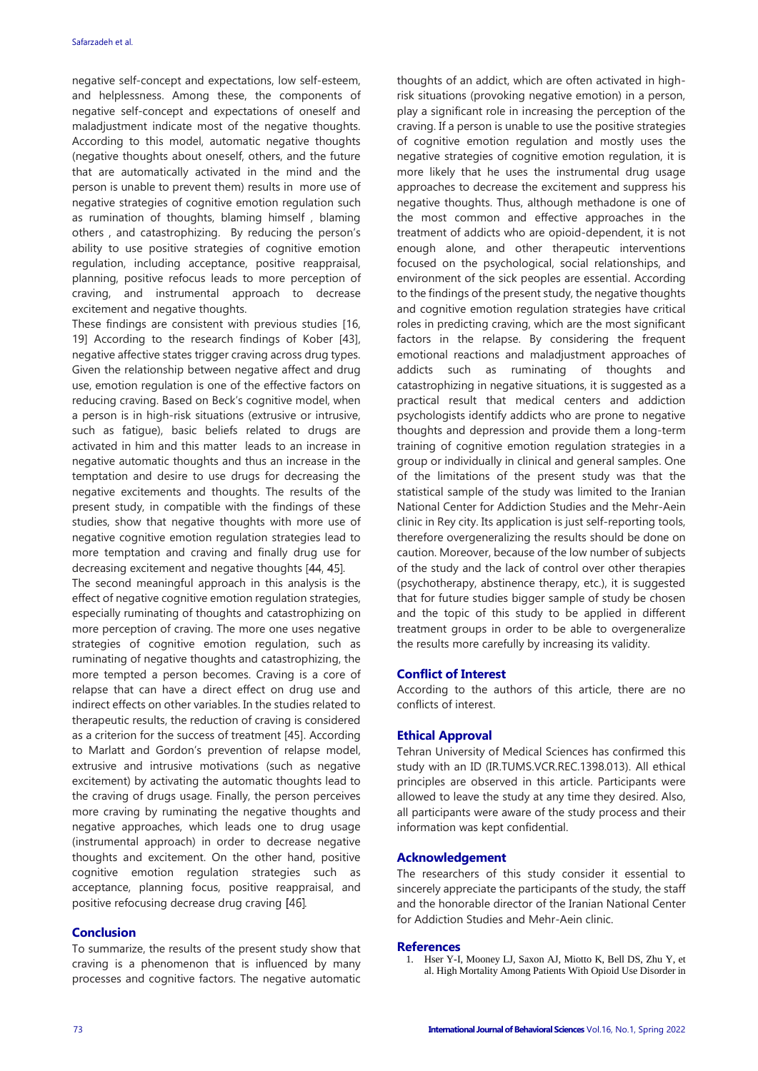negative self-concept and expectations, low self-esteem, and helplessness. Among these, the components of negative self-concept and expectations of oneself and maladjustment indicate most of the negative thoughts. According to this model, automatic negative thoughts (negative thoughts about oneself, others, and the future that are automatically activated in the mind and the person is unable to prevent them) results in more use of negative strategies of cognitive emotion regulation such as rumination of thoughts, blaming himself , blaming others , and catastrophizing. By reducing the person's ability to use positive strategies of cognitive emotion regulation, including acceptance, positive reappraisal, planning, positive refocus leads to more perception of craving, and instrumental approach to decrease excitement and negative thoughts.

These findings are consistent with previous studies [16, 19] According to the research findings of Kober [43], negative affective states trigger craving across drug types. Given the relationship between negative affect and drug use, emotion regulation is one of the effective factors on reducing craving. Based on Beck's cognitive model, when a person is in high-risk situations (extrusive or intrusive, such as fatigue), basic beliefs related to drugs are activated in him and this matter leads to an increase in negative automatic thoughts and thus an increase in the temptation and desire to use drugs for decreasing the negative excitements and thoughts. The results of the present study, in compatible with the findings of these studies, show that negative thoughts with more use of negative cognitive emotion regulation strategies lead to more temptation and craving and finally drug use for decreasing excitement and negative thoughts [44, 45].

The second meaningful approach in this analysis is the effect of negative cognitive emotion regulation strategies, especially ruminating of thoughts and catastrophizing on more perception of craving. The more one uses negative strategies of cognitive emotion regulation, such as ruminating of negative thoughts and catastrophizing, the more tempted a person becomes. Craving is a core of relapse that can have a direct effect on drug use and indirect effects on other variables. In the studies related to therapeutic results, the reduction of craving is considered as a criterion for the success of treatment [45]. According to Marlatt and Gordon's prevention of relapse model, extrusive and intrusive motivations (such as negative excitement) by activating the automatic thoughts lead to the craving of drugs usage. Finally, the person perceives more craving by ruminating the negative thoughts and negative approaches, which leads one to drug usage (instrumental approach) in order to decrease negative thoughts and excitement. On the other hand, positive cognitive emotion regulation strategies such as acceptance, planning focus, positive reappraisal, and positive refocusing decrease drug craving [46].

## Conclusion

To summarize, the results of the present study show that craving is a phenomenon that is influenced by many processes and cognitive factors. The negative automatic thoughts of an addict, which are often activated in high-risk situations (provoking negative emotion) in a person, play a significant role in increasing the perception of the craving. If a person is unable to use the positive strategies of cognitive emotion regulation and mostly uses the negative strategies of cognitive emotion regulation, it is more likely that he uses the instrumental drug usage approaches to decrease the excitement and suppress his negative thoughts. Thus, although methadone is one of the most common and effective approaches in the treatment of addicts who are opioid-dependent, it is not enough alone, and other therapeutic interventions focused on the psychological, social relationships, and environment of the sick peoples are essential. According to the findings of the present study, the negative thoughts and cognitive emotion regulation strategies have critical roles in predicting craving, which are the most significant factors in the relapse. By considering the frequent emotional reactions and maladjustment approaches of addicts such as ruminating of thoughts and catastrophizing in negative situations, it is suggested as a practical result that medical centers and addiction psychologists identify addicts who are prone to negative thoughts and depression and provide them a long-term training of cognitive emotion regulation strategies in a group or individually in clinical and general samples. One of the limitations of the present study was that the statistical sample of the study was limited to the Iranian National Center for Addiction Studies and the Mehr-Aein clinic in Rey city. Its application is just self-reporting tools, therefore overgeneralizing the results should be done on caution. Moreover, because of the low number of subjects of the study and the lack of control over other therapies (psychotherapy, abstinence therapy, etc.), it is suggested that for future studies bigger sample of study be chosen and the topic of this study to be applied in different treatment groups in order to be able to overgeneralize the results more carefully by increasing its validity.

## Conflict of Interest

According to the authors of this article, there are no conflicts of interest.

## Ethical Approval

Tehran University of Medical Sciences has confirmed this study with an ID (IR.TUMS.VCR.REC.1398.013). All ethical principles are observed in this article. Participants were allowed to leave the study at any time they desired. Also, all participants were aware of the study process and their information was kept confidential.

## Acknowledgement

The researchers of this study consider it essential to sincerely appreciate the participants of the study, the staff and the honorable director of the Iranian National Center for Addiction Studies and Mehr-Aein clinic.

## References

1. Hser Y-I, Mooney LJ, Saxon AJ, Miotto K, Bell DS, Zhu Y, et al. High Mortality Among Patients With Opioid Use Disorder in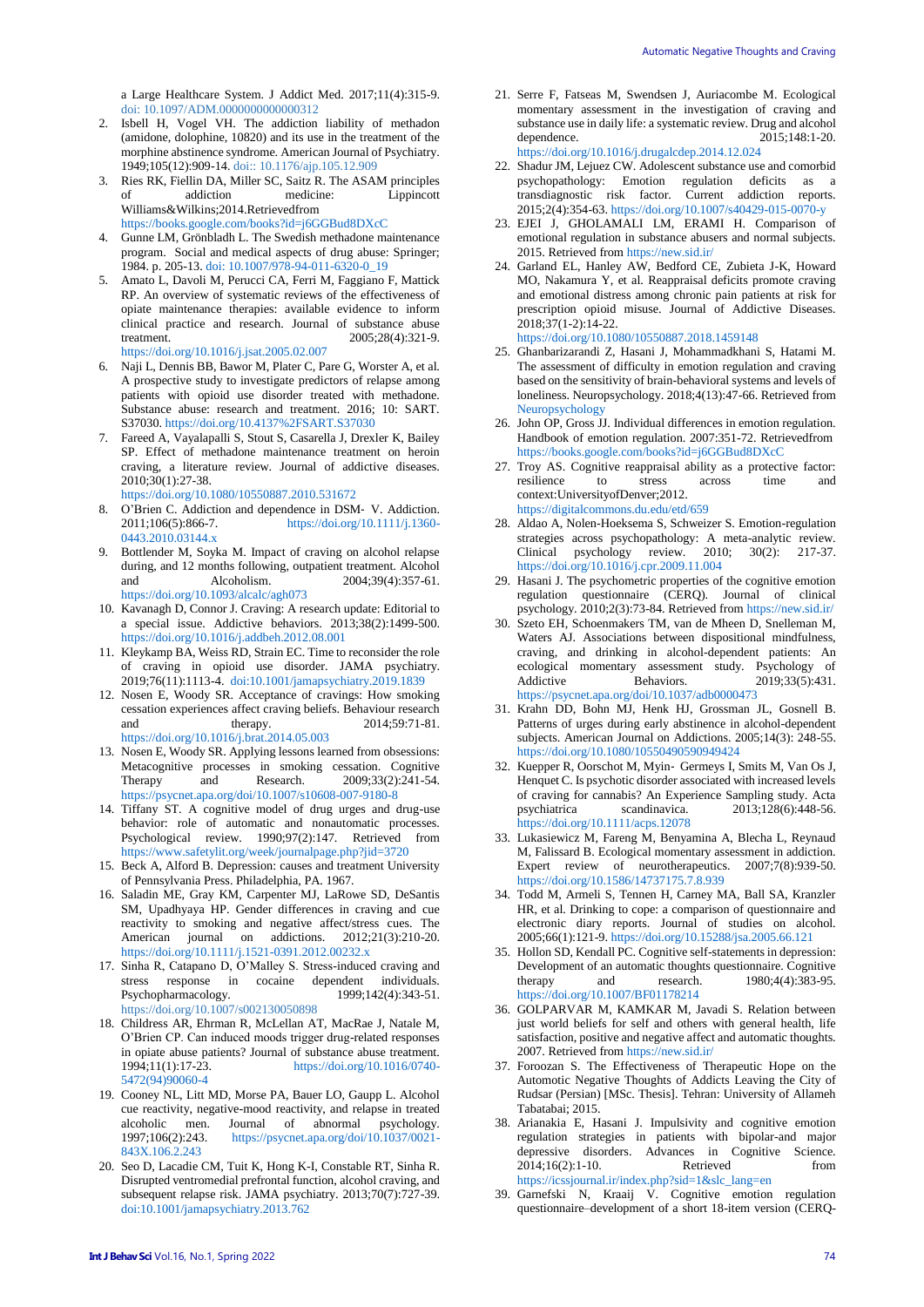a Large Healthcare System. J Addict Med. 2017;11(4):315-9. doi: 10.1097/ADM.0000000000000312

2. Isbell H, Vogel VH. The addiction liability of methadon (amidone, dolophine, 10820) and its use in the treatment of the morphine abstinence syndrome. American Journal of Psychiatry. 1949;105(12):909-14. doi:: 10.1176/ajp.105.12.909
3. Ries RK, Fiellin DA, Miller SC, Saitz R. The ASAM principles of addiction medicine: Lippincott Williams&Wilkins;2014.Retrievedfrom https://books.google.com/books?id=j6GGBud8DXcC
4. Gunne LM, Grönbladh L. The Swedish methadone maintenance program. Social and medical aspects of drug abuse: Springer; 1984. p. 205-13. doi: 10.1007/978-94-011-6320-0_19
5. Amato L, Davoli M, Perucci CA, Ferri M, Faggiano F, Mattick RP. An overview of systematic reviews of the effectiveness of opiate maintenance therapies: available evidence to inform clinical practice and research. Journal of substance abuse treatment. 2005;28(4):321-9. https://doi.org/10.1016/j.jsat.2005.02.007
6. Naji L, Dennis BB, Bawor M, Plater C, Pare G, Worster A, et al. A prospective study to investigate predictors of relapse among patients with opioid use disorder treated with methadone. Substance abuse: research and treatment. 2016; 10: SART. S37030. https://doi.org/10.4137%2FSART.S37030
7. Fareed A, Vayalapalli S, Stout S, Casarella J, Drexler K, Bailey SP. Effect of methadone maintenance treatment on heroin craving, a literature review. Journal of addictive diseases. 2010;30(1):27-38. https://doi.org/10.1080/10550887.2010.531672
8. O'Brien C. Addiction and dependence in DSM- V. Addiction. 2011;106(5):866-7. https://doi.org/10.1111/j.1360-0443.2010.03144.x
9. Bottlender M, Soyka M. Impact of craving on alcohol relapse during, and 12 months following, outpatient treatment. Alcohol and Alcoholism. 2004;39(4):357-61. https://doi.org/10.1093/alcalc/agh073
10. Kavanagh D, Connor J. Craving: A research update: Editorial to a special issue. Addictive behaviors. 2013;38(2):1499-500. https://doi.org/10.1016/j.addbeh.2012.08.001
11. Kleykamp BA, Weiss RD, Strain EC. Time to reconsider the role of craving in opioid use disorder. JAMA psychiatry. 2019;76(11):1113-4. doi:10.1001/jamapsychiatry.2019.1839
12. Nosen E, Woody SR. Acceptance of cravings: How smoking cessation experiences affect craving beliefs. Behaviour research and therapy. 2014;59:71-81. https://doi.org/10.1016/j.brat.2014.05.003
13. Nosen E, Woody SR. Applying lessons learned from obsessions: Metacognitive processes in smoking cessation. Cognitive Therapy and Research. 2009;33(2):241-54. https://psycnet.apa.org/doi/10.1007/s10608-007-9180-8
14. Tiffany ST. A cognitive model of drug urges and drug-use behavior: role of automatic and nonautomatic processes. Psychological review. 1990;97(2):147. Retrieved from https://www.safetylit.org/week/journalpage.php?jid=3720
15. Beck A, Alford B. Depression: causes and treatment University of Pennsylvania Press. Philadelphia, PA. 1967.
16. Saladin ME, Gray KM, Carpenter MJ, LaRowe SD, DeSantis SM, Upadhyaya HP. Gender differences in craving and cue reactivity to smoking and negative affect/stress cues. The American journal on addictions. 2012;21(3):210-20. https://doi.org/10.1111/j.1521-0391.2012.00232.x
17. Sinha R, Catapano D, O'Malley S. Stress-induced craving and stress response in cocaine dependent individuals. Psychopharmacology. 1999;142(4):343-51. https://doi.org/10.1007/s002130050898
18. Childress AR, Ehrman R, McLellan AT, MacRae J, Natale M, O'Brien CP. Can induced moods trigger drug-related responses in opiate abuse patients? Journal of substance abuse treatment. 1994;11(1):17-23. https://doi.org/10.1016/0740-5472(94)90060-4
19. Cooney NL, Litt MD, Morse PA, Bauer LO, Gaupp L. Alcohol cue reactivity, negative-mood reactivity, and relapse in treated alcoholic men. Journal of abnormal psychology. 1997;106(2):243. https://psycnet.apa.org/doi/10.1037/0021-843X.106.2.243
20. Seo D, Lacadie CM, Tuit K, Hong K-I, Constable RT, Sinha R. Disrupted ventromedial prefrontal function, alcohol craving, and subsequent relapse risk. JAMA psychiatry. 2013;70(7):727-39. doi:10.1001/jamapsychiatry.2013.762
21. Serre F, Fatseas M, Swendsen J, Auriacombe M. Ecological momentary assessment in the investigation of craving and substance use in daily life: a systematic review. Drug and alcohol dependence. 2015;148:1-20. https://doi.org/10.1016/j.drugalcdep.2014.12.024
22. Shadur JM, Lejuez CW. Adolescent substance use and comorbid psychopathology: Emotion regulation deficits as a transdiagnostic risk factor. Current addiction reports. 2015;2(4):354-63. https://doi.org/10.1007/s40429-015-0070-y
23. EJEI J, GHOLAMALI LM, ERAMI H. Comparison of emotional regulation in substance abusers and normal subjects. 2015. Retrieved from https://new.sid.ir/
24. Garland EL, Hanley AW, Bedford CE, Zubieta J-K, Howard MO, Nakamura Y, et al. Reappraisal deficits promote craving and emotional distress among chronic pain patients at risk for prescription opioid misuse. Journal of Addictive Diseases. 2018;37(1-2):14-22. https://doi.org/10.1080/10550887.2018.1459148
25. Ghanbarizarandi Z, Hasani J, Mohammadkhani S, Hatami M. The assessment of difficulty in emotion regulation and craving based on the sensitivity of brain-behavioral systems and levels of loneliness. Neuropsychology. 2018;4(13):47-66. Retrieved from Neuropsychology
26. John OP, Gross JJ. Individual differences in emotion regulation. Handbook of emotion regulation. 2007:351-72. Retrievedfrom https://books.google.com/books?id=j6GGBud8DXcC
27. Troy AS. Cognitive reappraisal ability as a protective factor: resilience to stress across time and context:UniversityofDenver;2012. https://digitalcommons.du.edu/etd/659
28. Aldao A, Nolen-Hoeksema S, Schweizer S. Emotion-regulation strategies across psychopathology: A meta-analytic review. Clinical psychology review. 2010; 30(2): 217-37. https://doi.org/10.1016/j.cpr.2009.11.004
29. Hasani J. The psychometric properties of the cognitive emotion regulation questionnaire (CERQ). Journal of clinical psychology. 2010;2(3):73-84. Retrieved from https://new.sid.ir/
30. Szeto EH, Schoenmakers TM, van de Mheen D, Snelleman M, Waters AJ. Associations between dispositional mindfulness, craving, and drinking in alcohol-dependent patients: An ecological momentary assessment study. Psychology of Addictive Behaviors. 2019;33(5):431. https://psycnet.apa.org/doi/10.1037/adb0000473
31. Krahn DD, Bohn MJ, Henk HJ, Grossman JL, Gosnell B. Patterns of urges during early abstinence in alcohol-dependent subjects. American Journal on Addictions. 2005;14(3): 248-55. https://doi.org/10.1080/10550490590949424
32. Kuepper R, Oorschot M, Myin- Germeys I, Smits M, Van Os J, Henquet C. Is psychotic disorder associated with increased levels of craving for cannabis? An Experience Sampling study. Acta psychiatrica scandinavica. 2013;128(6):448-56. https://doi.org/10.1111/acps.12078
33. Lukasiewicz M, Fareng M, Benyamina A, Blecha L, Reynaud M, Falissard B. Ecological momentary assessment in addiction. Expert review of neurotherapeutics. 2007;7(8):939-50. https://doi.org/10.1586/14737175.7.8.939
34. Todd M, Armeli S, Tennen H, Carney MA, Ball SA, Kranzler HR, et al. Drinking to cope: a comparison of questionnaire and electronic diary reports. Journal of studies on alcohol. 2005;66(1):121-9. https://doi.org/10.15288/jsa.2005.66.121
35. Hollon SD, Kendall PC. Cognitive self-statements in depression: Development of an automatic thoughts questionnaire. Cognitive therapy and research. 1980;4(4):383-95. https://doi.org/10.1007/BF01178214
36. GOLPARVAR M, KAMKAR M, Javadi S. Relation between just world beliefs for self and others with general health, life satisfaction, positive and negative affect and automatic thoughts. 2007. Retrieved from https://new.sid.ir/
37. Foroozan S. The Effectiveness of Therapeutic Hope on the Automatic Negative Thoughts of Addicts Leaving the City of Rudsar (Persian) [MSc. Thesis]. Tehran: University of Allameh Tabatabai; 2015.
38. Arianakia E, Hasani J. Impulsivity and cognitive emotion regulation strategies in patients with bipolar-and major depressive disorders. Advances in Cognitive Science. 2014;16(2):1-10. Retrieved from https://icssjournal.ir/index.php?sid=1&slc_lang=en
39. Garnefski N, Kraaij V. Cognitive emotion regulation questionnaire–development of a short 18-item version (CERQ-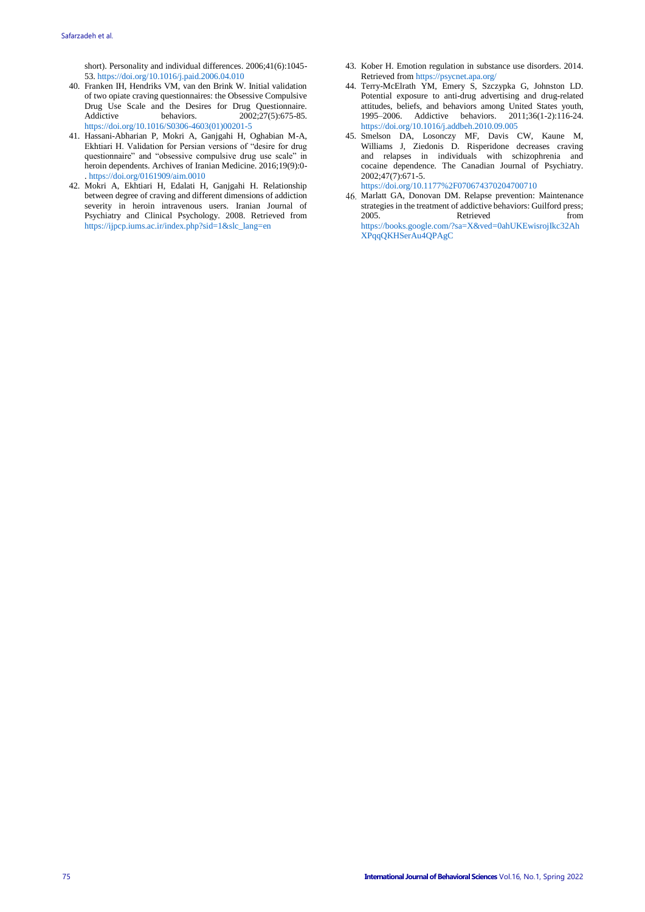short). Personality and individual differences. 2006;41(6):1045-53. https://doi.org/10.1016/j.paid.2006.04.010

40. Franken IH, Hendriks VM, van den Brink W. Initial validation of two opiate craving questionnaires: the Obsessive Compulsive Drug Use Scale and the Desires for Drug Questionnaire. Addictive behaviors. 2002;27(5):675-85. https://doi.org/10.1016/S0306-4603(01)00201-5
41. Hassani-Abharian P, Mokri A, Ganjgahi H, Oghabian M-A, Ekhtiari H. Validation for Persian versions of "desire for drug questionnaire" and "obsessive compulsive drug use scale" in heroin dependents. Archives of Iranian Medicine. 2016;19(9):0-. https://doi.org/0161909/aim.0010
42. Mokri A, Ekhtiari H, Edalati H, Ganjgahi H. Relationship between degree of craving and different dimensions of addiction severity in heroin intravenous users. Iranian Journal of Psychiatry and Clinical Psychology. 2008. Retrieved from https://ijpcp.iums.ac.ir/index.php?sid=1&slc_lang=en
43. Kober H. Emotion regulation in substance use disorders. 2014. Retrieved from https://psycnet.apa.org/
44. Terry-McElrath YM, Emery S, Szczypka G, Johnston LD. Potential exposure to anti-drug advertising and drug-related attitudes, beliefs, and behaviors among United States youth, 1995–2006. Addictive behaviors. 2011;36(1-2):116-24. https://doi.org/10.1016/j.addbeh.2010.09.005
45. Smelson DA, Losonczy MF, Davis CW, Kaune M, Williams J, Ziedonis D. Risperidone decreases craving and relapses in individuals with schizophrenia and cocaine dependence. The Canadian Journal of Psychiatry. 2002;47(7):671-5. https://doi.org/10.1177%2F070674370204700710
46. Marlatt GA, Donovan DM. Relapse prevention: Maintenance strategies in the treatment of addictive behaviors: Guilford press; 2005. Retrieved from https://books.google.com/?sa=X&ved=0ahUKEwisrojIkc32AhXPqqQKHSerAu4QPAgC